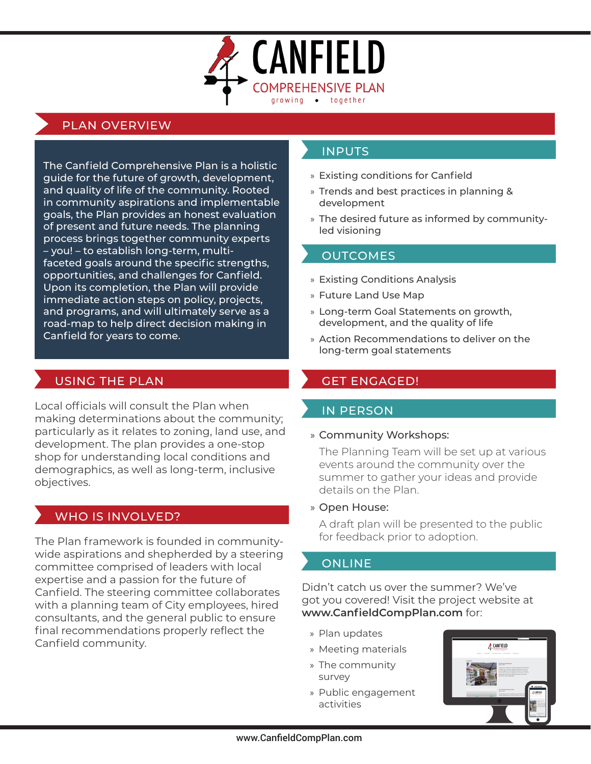# CANFIELD

COMPREHENSIVE PLAN

growing • together

## PLAN OVERVIEW

The Canfield Comprehensive Plan is a holistic guide for the future of growth, development, and quality of life of the community. Rooted in community aspirations and implementable goals, the Plan provides an honest evaluation of present and future needs. The planning process brings together community experts – you! – to establish long-term, multi-faceted goals around the specific strengths, opportunities, and challenges for Canfield. Upon its completion, the Plan will provide immediate action steps on policy, projects, and programs, and will ultimately serve as a road-map to help direct decision making in Canfield for years to come.

### INPUTS

- Existing conditions for Canfield
- Trends and best practices in planning & development
- The desired future as informed by community-led visioning

### OUTCOMES

- Existing Conditions Analysis
- Future Land Use Map
- Long-term Goal Statements on growth, development, and the quality of life
- Action Recommendations to deliver on the long-term goal statements

## USING THE PLAN

Local officials will consult the Plan when making determinations about the community; particularly as it relates to zoning, land use, and development. The plan provides a one-stop shop for understanding local conditions and demographics, as well as long-term, inclusive objectives.

## WHO IS INVOLVED?

The Plan framework is founded in community-wide aspirations and shepherded by a steering committee comprised of leaders with local expertise and a passion for the future of Canfield. The steering committee collaborates with a planning team of City employees, hired consultants, and the general public to ensure final recommendations properly reflect the Canfield community.

## GET ENGAGED!

### IN PERSON

- Community Workshops:

  The Planning Team will be set up at various events around the community over the summer to gather your ideas and provide details on the Plan.

- Open House:

  A draft plan will be presented to the public for feedback prior to adoption.

### ONLINE

Didn't catch us over the summer? We've got you covered! Visit the project website at **www.CanfieldCompPlan.com** for:

- Plan updates
- Meeting materials
- The community survey
- Public engagement activities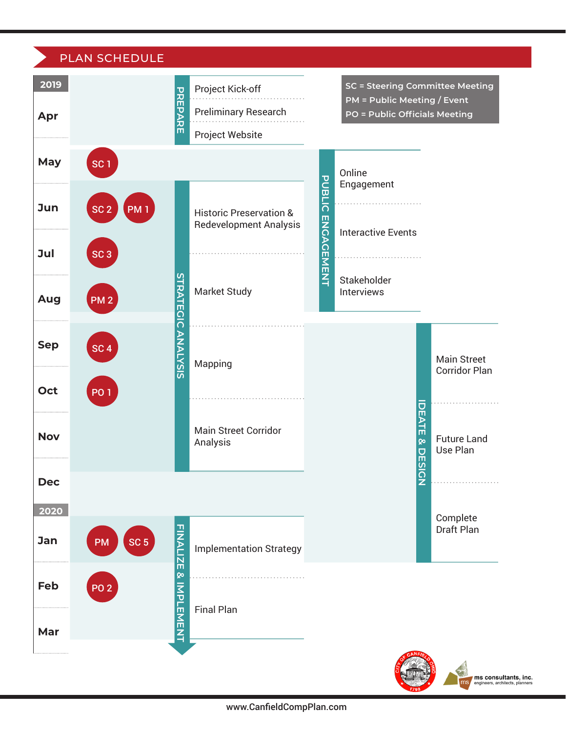# PLAN SCHEDULE

SC = Steering Committee Meeting
PM = Public Meeting / Event
PO = Public Officials Meeting

**2019**

**Apr**

**May** — SC 1

**Jun** — SC 2, PM 1

**Jul** — SC 3

**Aug** — PM 2

**Sep** — SC 4

**Oct** — PO 1

**Nov**

**Dec**

**2020**

**Jan** — PM, SC 5

**Feb** — PO 2

**Mar**

**PREPARE**
- Project Kick-off
- Preliminary Research
- Project Website

**STRATEGIC ANALYSIS**
- Historic Preservation & Redevelopment Analysis
- Market Study
- Mapping
- Main Street Corridor Analysis

**FINALIZE & IMPLEMENT**
- Implementation Strategy
- Final Plan

**PUBLIC ENGAGEMENT**
- Online Engagement
- Interactive Events
- Stakeholder Interviews

**IDEATE & DESIGN**
- Main Street Corridor Plan
- Future Land Use Plan
- Complete Draft Plan

ms consultants, inc.
engineers, architects, planners

www.CanfieldCompPlan.com